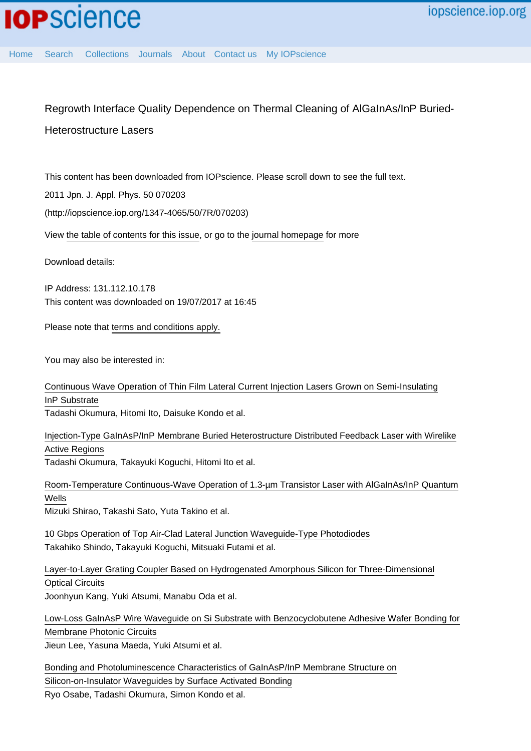# Regrowth Interface Quality Dependence on Thermal Cleaning of AlGaInAs/InP Buried-Heterostructure Lasers

This content has been downloaded from IOPscience. Please scroll down to see the full text.

2011 Jpn. J. Appl. Phys. 50 070203

(http://iopscience.iop.org/1347-4065/50/7R/070203)

View the table of contents for this issue, or go to the journal homepage for more

Download details:

IP Address: 131.112.10.178

This content was downloaded on 19/07/2017 at 16:45

Please note that terms and conditions apply.

You may also be interested in:

Continuous Wave Operation of Thin Film Lateral Current Injection Lasers Grown on Semi-Insulating InP Substrate
Tadashi Okumura, Hitomi Ito, Daisuke Kondo et al.

Injection-Type GaInAsP/InP Membrane Buried Heterostructure Distributed Feedback Laser with Wirelike Active Regions
Tadashi Okumura, Takayuki Koguchi, Hitomi Ito et al.

Room-Temperature Continuous-Wave Operation of 1.3-μm Transistor Laser with AlGaInAs/InP Quantum Wells
Mizuki Shirao, Takashi Sato, Yuta Takino et al.

10 Gbps Operation of Top Air-Clad Lateral Junction Waveguide-Type Photodiodes
Takahiko Shindo, Takayuki Koguchi, Mitsuaki Futami et al.

Layer-to-Layer Grating Coupler Based on Hydrogenated Amorphous Silicon for Three-Dimensional Optical Circuits
Joonhyun Kang, Yuki Atsumi, Manabu Oda et al.

Low-Loss GaInAsP Wire Waveguide on Si Substrate with Benzocyclobutene Adhesive Wafer Bonding for Membrane Photonic Circuits
Jieun Lee, Yasuna Maeda, Yuki Atsumi et al.

Bonding and Photoluminescence Characteristics of GaInAsP/InP Membrane Structure on Silicon-on-Insulator Waveguides by Surface Activated Bonding
Ryo Osabe, Tadashi Okumura, Simon Kondo et al.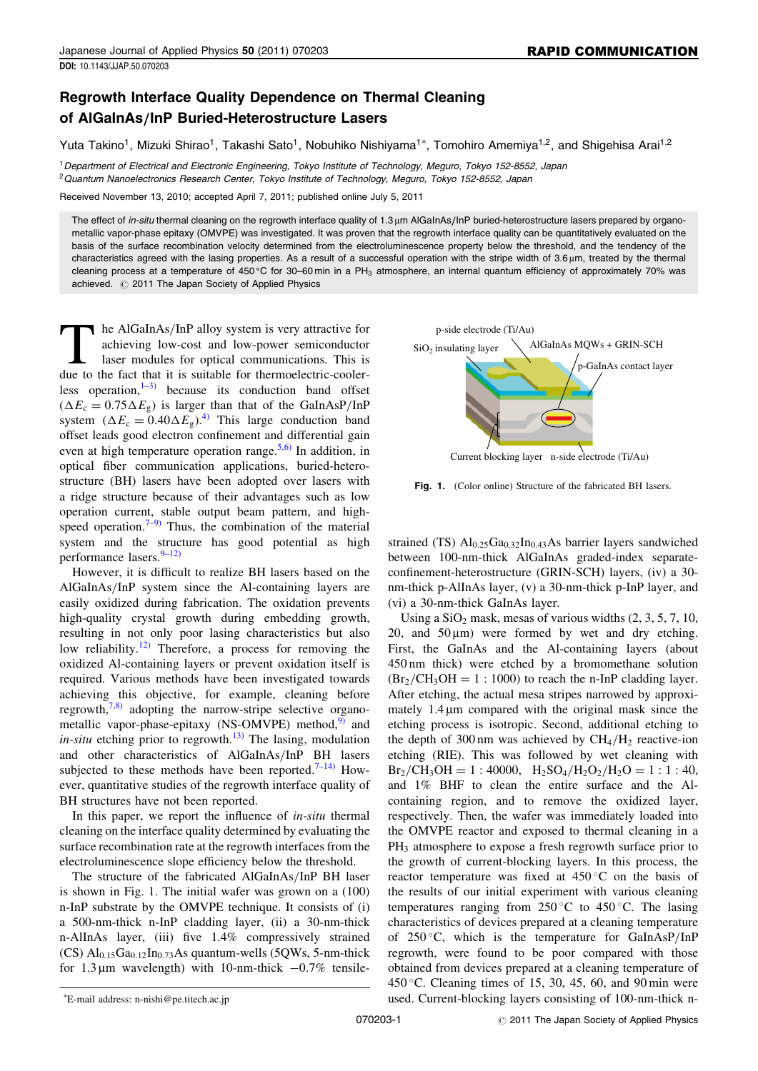# Regrowth Interface Quality Dependence on Thermal Cleaning of AlGaInAs/InP Buried-Heterostructure Lasers

Yuta Takino[1], Mizuki Shirao[1], Takashi Sato[1], Nobuhiko Nishiyama[1*], Tomohiro Amemiya[1,2], and Shigehisa Arai[1,2]

[1]*Department of Electrical and Electronic Engineering, Tokyo Institute of Technology, Meguro, Tokyo 152-8552, Japan*
[2]*Quantum Nanoelectronics Research Center, Tokyo Institute of Technology, Meguro, Tokyo 152-8552, Japan*

Received November 13, 2010; accepted April 7, 2011; published online July 5, 2011

The effect of *in-situ* thermal cleaning on the regrowth interface quality of 1.3 µm AlGaInAs/InP buried-heterostructure lasers prepared by organometallic vapor-phase epitaxy (OMVPE) was investigated. It was proven that the regrowth interface quality can be quantitatively evaluated on the basis of the surface recombination velocity determined from the electroluminescence property below the threshold, and the tendency of the characteristics agreed with the lasing properties. As a result of a successful operation with the stripe width of 3.6 µm, treated by the thermal cleaning process at a temperature of 450 °C for 30–60 min in a $PH_3$ atmosphere, an internal quantum efficiency of approximately 70% was achieved. © 2011 The Japan Society of Applied Physics

The AlGaInAs/InP alloy system is very attractive for achieving low-cost and low-power semiconductor laser modules for optical communications. This is due to the fact that it is suitable for thermoelectric-cooler-less operation,[1–3)] because its conduction band offset ($\Delta E_c = 0.75\Delta E_g$) is larger than that of the GaInAsP/InP system ($\Delta E_c = 0.40\Delta E_g$).[4)] This large conduction band offset leads good electron confinement and differential gain even at high temperature operation range.[5,6)] In addition, in optical fiber communication applications, buried-heterostructure (BH) lasers have been adopted over lasers with a ridge structure because of their advantages such as low operation current, stable output beam pattern, and high-speed operation.[7–9)] Thus, the combination of the material system and the structure has good potential as high performance lasers.[9–12)]

However, it is difficult to realize BH lasers based on the AlGaInAs/InP system since the Al-containing layers are easily oxidized during fabrication. The oxidation prevents high-quality crystal growth during embedding growth, resulting in not only poor lasing characteristics but also low reliability.[12)] Therefore, a process for removing the oxidized Al-containing layers or prevent oxidation itself is required. Various methods have been investigated towards achieving this objective, for example, cleaning before regrowth,[7,8)] adopting the narrow-stripe selective organometallic vapor-phase-epitaxy (NS-OMVPE) method,[9)] and *in-situ* etching prior to regrowth.[13)] The lasing, modulation and other characteristics of AlGaInAs/InP BH lasers subjected to these methods have been reported.[7–14)] However, quantitative studies of the regrowth interface quality of BH structures have not been reported.

In this paper, we report the influence of *in-situ* thermal cleaning on the interface quality determined by evaluating the surface recombination rate at the regrowth interfaces from the electroluminescence slope efficiency below the threshold.

The structure of the fabricated AlGaInAs/InP BH laser is shown in Fig. 1. The initial wafer was grown on a (100) n-InP substrate by the OMVPE technique. It consists of (i) a 500-nm-thick n-InP cladding layer, (ii) a 30-nm-thick n-AlInAs layer, (iii) five 1.4% compressively strained (CS) $Al_{0.15}Ga_{0.12}In_{0.73}As$ quantum-wells (5QWs, 5-nm-thick for 1.3 µm wavelength) with 10-nm-thick −0.7% tensile-strained (TS) $Al_{0.25}Ga_{0.32}In_{0.43}As$ barrier layers sandwiched between 100-nm-thick AlGaInAs graded-index separate-confinement-heterostructure (GRIN-SCH) layers, (iv) a 30-nm-thick p-AlInAs layer, (v) a 30-nm-thick p-InP layer, and (vi) a 30-nm-thick GaInAs layer.

p-side electrode (Ti/Au)
$SiO_2$ insulating layer
AlGaInAs MQWs + GRIN-SCH
p-GaInAs contact layer
Current blocking layer
n-side electrode (Ti/Au)

**Fig. 1.** (Color online) Structure of the fabricated BH lasers.

Using a $SiO_2$ mask, mesas of various widths (2, 3, 5, 7, 10, 20, and 50 µm) were formed by wet and dry etching. First, the GaInAs and the Al-containing layers (about 450 nm thick) were wet etched by a bromomethane solution ($Br_2/CH_3OH = 1:1000$) to reach the n-InP cladding layer. After etching, the actual mesa stripes narrowed by approximately 1.4 µm compared with the original mask since the etching process is isotropic. Second, additional etching to the depth of 300 nm was achieved by $CH_4/H_2$ reactive-ion etching (RIE). This was followed by wet cleaning with $Br_2/CH_3OH = 1:40000$, $H_2SO_4/H_2O_2/H_2O = 1:1:40$, and 1% BHF to clean the entire surface and the Al-containing region, and to remove the oxidized layer, respectively. Then, the wafer was immediately loaded into the OMVPE reactor and exposed to thermal cleaning in a $PH_3$ atmosphere to expose a fresh regrowth surface prior to the growth of current-blocking layers. In this process, the reactor temperature was fixed at 450 °C on the basis of the results of our initial experiment with various cleaning temperatures ranging from 250 °C to 450 °C. The lasing characteristics of devices prepared at a cleaning temperature of 250 °C, which is the temperature for GaInAsP/InP regrowth, were found to be poor compared with those obtained from devices prepared at a cleaning temperature of 450 °C. Cleaning times of 15, 30, 45, 60, and 90 min were used. Current-blocking layers consisting of 100-nm-thick n-

*E-mail address: n-nishi@pe.titech.ac.jp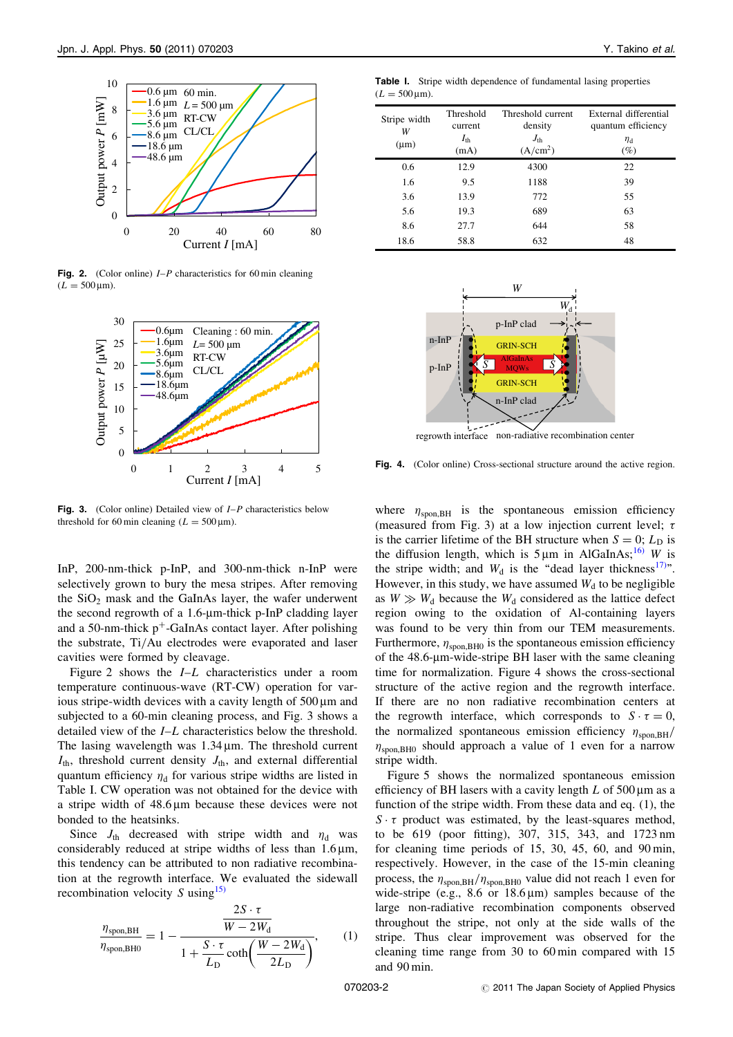Fig. 2. (Color online) *I–P* characteristics for 60 min cleaning ($L = 500\,\mu$m).

Fig. 3. (Color online) Detailed view of *I–P* characteristics below threshold for 60 min cleaning ($L = 500\,\mu$m).

InP, 200-nm-thick p-InP, and 300-nm-thick n-InP were selectively grown to bury the mesa stripes. After removing the $SiO_2$ mask and the GaInAs layer, the wafer underwent the second regrowth of a 1.6-μm-thick p-InP cladding layer and a 50-nm-thick $p^+$-GaInAs contact layer. After polishing the substrate, Ti/Au electrodes were evaporated and laser cavities were formed by cleavage.

Figure 2 shows the *I–L* characteristics under a room temperature continuous-wave (RT-CW) operation for various stripe-width devices with a cavity length of 500 μm and subjected to a 60-min cleaning process, and Fig. 3 shows a detailed view of the *I–L* characteristics below the threshold. The lasing wavelength was 1.34 μm. The threshold current $I_{th}$, threshold current density $J_{th}$, and external differential quantum efficiency $\eta_d$ for various stripe widths are listed in Table I. CW operation was not obtained for the device with a stripe width of 48.6 μm because these devices were not bonded to the heatsinks.

Since $J_{th}$ decreased with stripe width and $\eta_d$ was considerably reduced at stripe widths of less than 1.6 μm, this tendency can be attributed to non radiative recombination at the regrowth interface. We evaluated the sidewall recombination velocity $S$ using[15]

$$\frac{\eta_{spon,BH}}{\eta_{spon,BH0}} = 1 - \frac{\dfrac{2S\cdot\tau}{W-2W_d}}{1+\dfrac{S\cdot\tau}{L_D}\coth\left(\dfrac{W-2W_d}{2L_D}\right)}, \quad (1)$$

where $\eta_{spon,BH}$ is the spontaneous emission efficiency (measured from Fig. 3) at a low injection current level; $\tau$ is the carrier lifetime of the BH structure when $S = 0$; $L_D$ is the diffusion length, which is 5 μm in AlGaInAs;[16] $W$ is the stripe width; and $W_d$ is the "dead layer thickness[17]". However, in this study, we have assumed $W_d$ to be negligible as $W \gg W_d$ because the $W_d$ considered as the lattice defect region owing to the oxidation of Al-containing layers was found to be very thin from our TEM measurements. Furthermore, $\eta_{spon,BH0}$ is the spontaneous emission efficiency of the 48.6-μm-wide-stripe BH laser with the same cleaning time for normalization. Figure 4 shows the cross-sectional structure of the active region and the regrowth interface. If there are no non radiative recombination centers at the regrowth interface, which corresponds to $S\cdot\tau = 0$, the normalized spontaneous emission efficiency $\eta_{spon,BH}/\eta_{spon,BH0}$ should approach a value of 1 even for a narrow stripe width.

Figure 5 shows the normalized spontaneous emission efficiency of BH lasers with a cavity length $L$ of 500 μm as a function of the stripe width. From these data and eq. (1), the $S\cdot\tau$ product was estimated, by the least-squares method, to be 619 (poor fitting), 307, 315, 343, and 1723 nm for cleaning time periods of 15, 30, 45, 60, and 90 min, respectively. However, in the case of the 15-min cleaning process, the $\eta_{spon,BH}/\eta_{spon,BH0}$ value did not reach 1 even for wide-stripe (e.g., 8.6 or 18.6 μm) samples because of the large non-radiative recombination components observed throughout the stripe, not only at the side walls of the stripe. Thus clear improvement was observed for the cleaning time range from 30 to 60 min compared with 15 and 90 min.

Table I. Stripe width dependence of fundamental lasing properties ($L = 500\,\mu$m).

| Stripe width $W$ (μm) | Threshold current $I_{th}$ (mA) | Threshold current density $J_{th}$ (A/cm$^2$) | External differential quantum efficiency $\eta_d$ (%) |
|---|---|---|---|
| 0.6 | 12.9 | 4300 | 22 |
| 1.6 | 9.5 | 1188 | 39 |
| 3.6 | 13.9 | 772 | 55 |
| 5.6 | 19.3 | 689 | 63 |
| 8.6 | 27.7 | 644 | 58 |
| 18.6 | 58.8 | 632 | 48 |

Fig. 4. (Color online) Cross-sectional structure around the active region.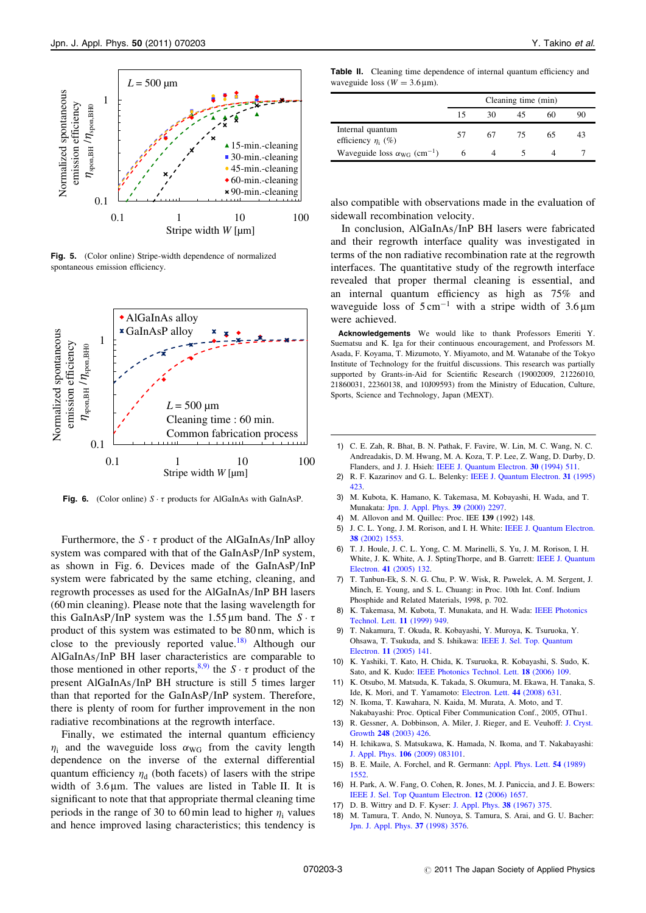$L = 500$ µm

Normalized spontaneous emission efficiency $\eta_{spon,BH}/\eta_{spon,BH0}$

1

0.1

0.1 1 10 100

Stripe width $W$ [µm]

15-min.-cleaning
30-min.-cleaning
45-min.-cleaning
60-min.-cleaning
90-min.-cleaning

**Fig. 5.** (Color online) Stripe-width dependence of normalized spontaneous emission efficiency.

AlGaInAs alloy
GaInAsP alloy

Normalized spontaneous emission efficiency $\eta_{spon,BH}/\eta_{spon,BH0}$

1

0.1

$L = 500$ µm
Cleaning time : 60 min.
Common fabrication process

0.1 1 10 100

Stripe width $W$ [µm]

**Fig. 6.** (Color online) $S \cdot \tau$ products for AlGaInAs with GaInAsP.

Furthermore, the $S \cdot \tau$ product of the AlGaInAs/InP alloy system was compared with that of the GaInAsP/InP system, as shown in Fig. 6. Devices made of the GaInAsP/InP system were fabricated by the same etching, cleaning, and regrowth processes as used for the AlGaInAs/InP BH lasers (60 min cleaning). Please note that the lasing wavelength for this GaInAsP/InP system was the 1.55 µm band. The $S \cdot \tau$ product of this system was estimated to be 80 nm, which is close to the previously reported value.[18] Although our AlGaInAs/InP BH laser characteristics are comparable to those mentioned in other reports,[8,9] the $S \cdot \tau$ product of the present AlGaInAs/InP BH structure is still 5 times larger than that reported for the GaInAsP/InP system. Therefore, there is plenty of room for further improvement in the non radiative recombinations at the regrowth interface.

Finally, we estimated the internal quantum efficiency $\eta_i$ and the waveguide loss $\alpha_{WG}$ from the cavity length dependence on the inverse of the external differential quantum efficiency $\eta_d$ (both facets) of lasers with the stripe width of 3.6 µm. The values are listed in Table II. It is significant to note that that appropriate thermal cleaning time periods in the range of 30 to 60 min lead to higher $\eta_i$ values and hence improved lasing characteristics; this tendency is also compatible with observations made in the evaluation of sidewall recombination velocity.

**Table II.** Cleaning time dependence of internal quantum efficiency and waveguide loss ($W = 3.6$ µm).

| | Cleaning time (min) | | | | |
|---|---|---|---|---|---|
| | 15 | 30 | 45 | 60 | 90 |
| Internal quantum efficiency $\eta_i$ (%) | 57 | 67 | 75 | 65 | 43 |
| Waveguide loss $\alpha_{WG}$ (cm$^{-1}$) | 6 | 4 | 5 | 4 | 7 |

In conclusion, AlGaInAs/InP BH lasers were fabricated and their regrowth interface quality was investigated in terms of the non radiative recombination rate at the regrowth interfaces. The quantitative study of the regrowth interface revealed that proper thermal cleaning is essential, and an internal quantum efficiency as high as 75% and waveguide loss of 5 cm$^{-1}$ with a stripe width of 3.6 µm were achieved.

**Acknowledgements** We would like to thank Professors Emeriti Y. Suematsu and K. Iga for their continuous encouragement, and Professors M. Asada, F. Koyama, T. Mizumoto, Y. Miyamoto, and M. Watanabe of the Tokyo Institute of Technology for the fruitful discussions. This research was partially supported by Grants-in-Aid for Scientific Research (19002009, 21226010, 21860031, 22360138, and 10J09593) from the Ministry of Education, Culture, Sports, Science and Technology, Japan (MEXT).

1) C. E. Zah, R. Bhat, B. N. Pathak, F. Favire, W. Lin, M. C. Wang, N. C. Andreadakis, D. M. Hwang, M. A. Koza, T. P. Lee, Z. Wang, D. Darby, D. Flanders, and J. J. Hsieh: IEEE J. Quantum Electron. **30** (1994) 511.
2) R. F. Kazarinov and G. L. Belenky: IEEE J. Quantum Electron. **31** (1995) 423.
3) M. Kubota, K. Hamano, K. Takemasa, M. Kobayashi, H. Wada, and T. Munakata: Jpn. J. Appl. Phys. **39** (2000) 2297.
4) M. Allovon and M. Quillec: Proc. IEE **139** (1992) 148.
5) J. C. L. Yong, J. M. Rorison, and I. H. White: IEEE J. Quantum Electron. **38** (2002) 1553.
6) T. J. Houle, J. C. L. Yong, C. M. Marinelli, S. Yu, J. M. Rorison, I. H. White, J. K. White, A. J. SptingThorpe, and B. Garrett: IEEE J. Quantum Electron. **41** (2005) 132.
7) T. Tanbun-Ek, S. N. G. Chu, P. W. Wisk, R. Pawelek, A. M. Sergent, J. Minch, E. Young, and S. L. Chuang: in Proc. 10th Int. Conf. Indium Phosphide and Related Materials, 1998, p. 702.
8) K. Takemasa, M. Kubota, T. Munakata, and H. Wada: IEEE Photonics Technol. Lett. **11** (1999) 949.
9) T. Nakamura, T. Okuda, R. Kobayashi, Y. Muroya, K. Tsuruoka, Y. Ohsawa, T. Tsukuda, and S. Ishikawa: IEEE J. Sel. Top. Quantum Electron. **11** (2005) 141.
10) K. Yashiki, T. Kato, H. Chida, K. Tsuruoka, R. Kobayashi, S. Sudo, K. Sato, and K. Kudo: IEEE Photonics Technol. Lett. **18** (2006) 109.
11) K. Otsubo, M. Matsuda, K. Takada, S. Okumura, M. Ekawa, H. Tanaka, S. Ide, K. Mori, and T. Yamamoto: Electron. Lett. **44** (2008) 631.
12) N. Ikoma, T. Kawahara, N. Kaida, M. Murata, A. Moto, and T. Nakabayashi: Proc. Optical Fiber Communication Conf., 2005, OThu1.
13) R. Gessner, A. Dobbinson, A. Miler, J. Rieger, and E. Veuhoff: J. Cryst. Growth **248** (2003) 426.
14) H. Ichikawa, S. Matsukawa, K. Hamada, N. Ikoma, and T. Nakabayashi: J. Appl. Phys. **106** (2009) 083101.
15) B. E. Maile, A. Forchel, and R. Germann: Appl. Phys. Lett. **54** (1989) 1552.
16) H. Park, A. W. Fang, O. Cohen, R. Jones, M. J. Paniccia, and J. E. Bowers: IEEE J. Sel. Top Quantum Electron. **12** (2006) 1657.
17) D. B. Wittry and D. F. Kyser: J. Appl. Phys. **38** (1967) 375.
18) M. Tamura, T. Ando, N. Nunoya, S. Tamura, S. Arai, and G. U. Bacher: Jpn. J. Appl. Phys. **37** (1998) 3576.